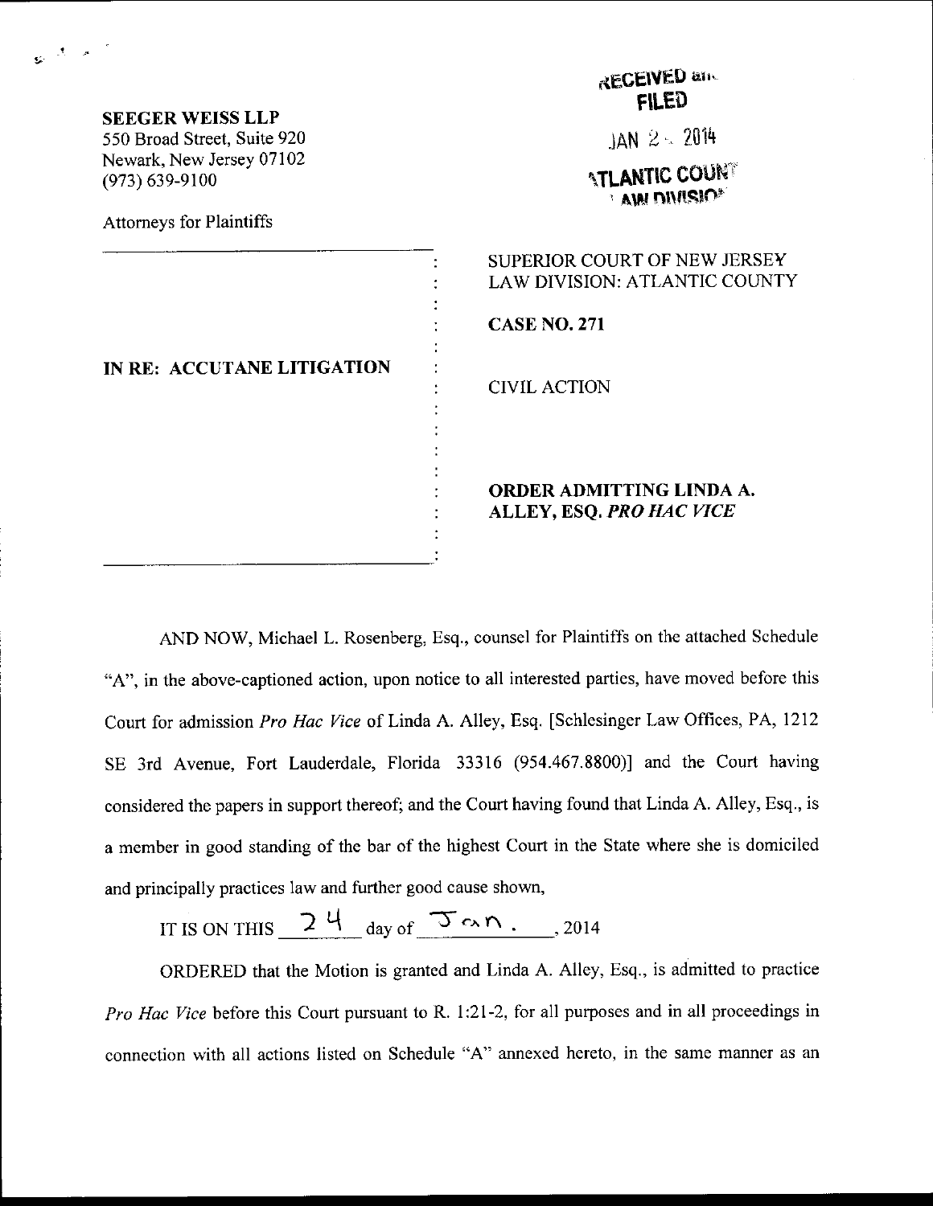**SEEGER WEISS LLP**
550 Broad Street, Suite 920
Newark, New Jersey 07102
(973) 639-9100

Attorneys for Plaintiffs

RECEIVED and FILED
JAN 24 2014
ATLANTIC COUNTY LAW DIVISION

| | |
|---|---|
| **IN RE: ACCUTANE LITIGATION** | SUPERIOR COURT OF NEW JERSEY LAW DIVISION: ATLANTIC COUNTY<br><br>**CASE NO. 271**<br><br>CIVIL ACTION<br><br>**ORDER ADMITTING LINDA A. ALLEY, ESQ. *PRO HAC VICE*** |

AND NOW, Michael L. Rosenberg, Esq., counsel for Plaintiffs on the attached Schedule "A", in the above-captioned action, upon notice to all interested parties, have moved before this Court for admission *Pro Hac Vice* of Linda A. Alley, Esq. [Schlesinger Law Offices, PA, 1212 SE 3rd Avenue, Fort Lauderdale, Florida 33316 (954.467.8800)] and the Court having considered the papers in support thereof; and the Court having found that Linda A. Alley, Esq., is a member in good standing of the bar of the highest Court in the State where she is domiciled and principally practices law and further good cause shown,

IT IS ON THIS 24 day of Jan., 2014

ORDERED that the Motion is granted and Linda A. Alley, Esq., is admitted to practice *Pro Hac Vice* before this Court pursuant to R. 1:21-2, for all purposes and in all proceedings in connection with all actions listed on Schedule "A" annexed hereto, in the same manner as an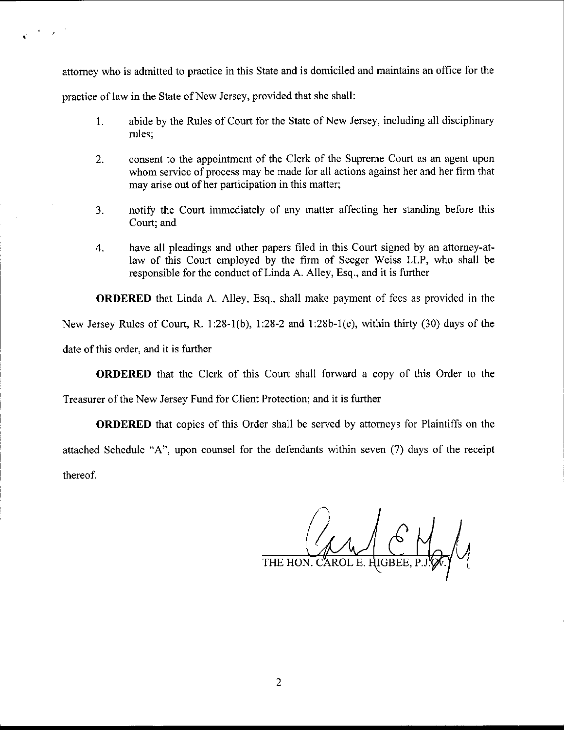attorney who is admitted to practice in this State and is domiciled and maintains an office for the practice of law in the State of New Jersey, provided that she shall:

1. abide by the Rules of Court for the State of New Jersey, including all disciplinary rules;

2. consent to the appointment of the Clerk of the Supreme Court as an agent upon whom service of process may be made for all actions against her and her firm that may arise out of her participation in this matter;

3. notify the Court immediately of any matter affecting her standing before this Court; and

4. have all pleadings and other papers filed in this Court signed by an attorney-at-law of this Court employed by the firm of Seeger Weiss LLP, who shall be responsible for the conduct of Linda A. Alley, Esq., and it is further

**ORDERED** that Linda A. Alley, Esq., shall make payment of fees as provided in the New Jersey Rules of Court, R. 1:28-1(b), 1:28-2 and 1:28b-1(e), within thirty (30) days of the date of this order, and it is further

**ORDERED** that the Clerk of this Court shall forward a copy of this Order to the Treasurer of the New Jersey Fund for Client Protection; and it is further

**ORDERED** that copies of this Order shall be served by attorneys for Plaintiffs on the attached Schedule "A", upon counsel for the defendants within seven (7) days of the receipt thereof.

THE HON. CAROL E. HIGBEE, P.J.Cv.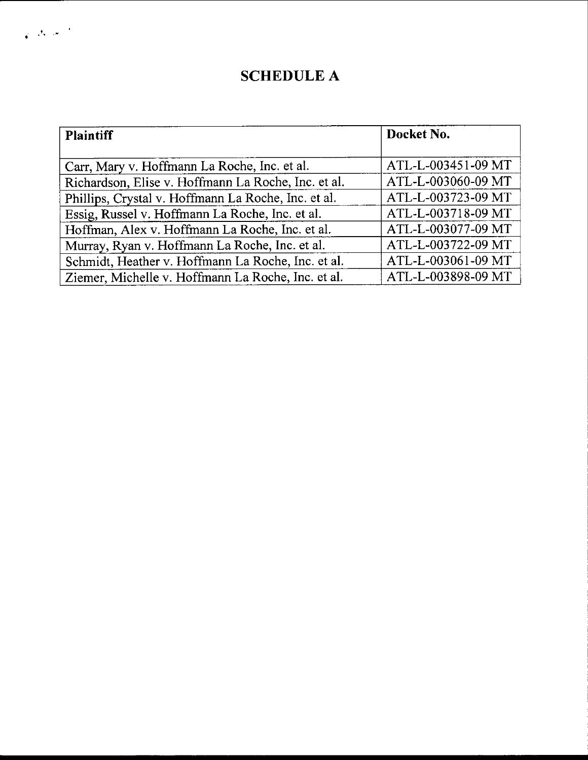# SCHEDULE A

| Plaintiff | Docket No. |
|---|---|
| Carr, Mary v. Hoffmann La Roche, Inc. et al. | ATL-L-003451-09 MT |
| Richardson, Elise v. Hoffmann La Roche, Inc. et al. | ATL-L-003060-09 MT |
| Phillips, Crystal v. Hoffmann La Roche, Inc. et al. | ATL-L-003723-09 MT |
| Essig, Russel v. Hoffmann La Roche, Inc. et al. | ATL-L-003718-09 MT |
| Hoffman, Alex v. Hoffmann La Roche, Inc. et al. | ATL-L-003077-09 MT |
| Murray, Ryan v. Hoffmann La Roche, Inc. et al. | ATL-L-003722-09 MT |
| Schmidt, Heather v. Hoffmann La Roche, Inc. et al. | ATL-L-003061-09 MT |
| Ziemer, Michelle v. Hoffmann La Roche, Inc. et al. | ATL-L-003898-09 MT |